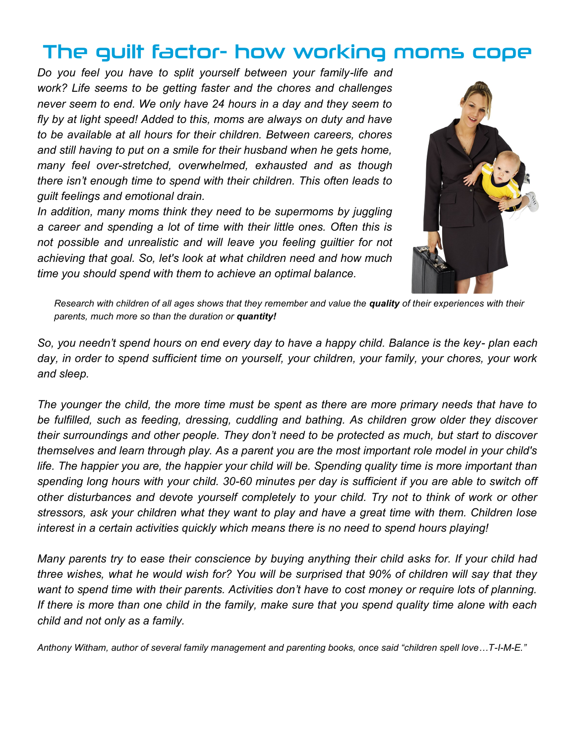# The guilt factor- how working moms cope

*Do you feel you have to split yourself between your family-life and work? Life seems to be getting faster and the chores and challenges never seem to end. We only have 24 hours in a day and they seem to fly by at light speed! Added to this, moms are always on duty and have to be available at all hours for their children. Between careers, chores and still having to put on a smile for their husband when he gets home, many feel over-stretched, overwhelmed, exhausted and as though there isn't enough time to spend with their children. This often leads to guilt feelings and emotional drain.*

*In addition, many moms think they need to be supermoms by juggling a career and spending a lot of time with their little ones. Often this is not possible and unrealistic and will leave you feeling guiltier for not achieving that goal. So, let's look at what children need and how much time you should spend with them to achieve an optimal balance.*

> *Research with children of all ages shows that they remember and value the* ***quality*** *of their experiences with their parents, much more so than the duration or* ***quantity!***

*So, you needn't spend hours on end every day to have a happy child. Balance is the key- plan each day, in order to spend sufficient time on yourself, your children, your family, your chores, your work and sleep.*

*The younger the child, the more time must be spent as there are more primary needs that have to be fulfilled, such as feeding, dressing, cuddling and bathing. As children grow older they discover their surroundings and other people. They don't need to be protected as much, but start to discover themselves and learn through play. As a parent you are the most important role model in your child's life. The happier you are, the happier your child will be. Spending quality time is more important than spending long hours with your child. 30-60 minutes per day is sufficient if you are able to switch off other disturbances and devote yourself completely to your child. Try not to think of work or other stressors, ask your children what they want to play and have a great time with them. Children lose interest in a certain activities quickly which means there is no need to spend hours playing!*

*Many parents try to ease their conscience by buying anything their child asks for. If your child had three wishes, what he would wish for? You will be surprised that 90% of children will say that they want to spend time with their parents. Activities don't have to cost money or require lots of planning. If there is more than one child in the family, make sure that you spend quality time alone with each child and not only as a family.*

*Anthony Witham, author of several family management and parenting books, once said "children spell love…T-I-M-E."*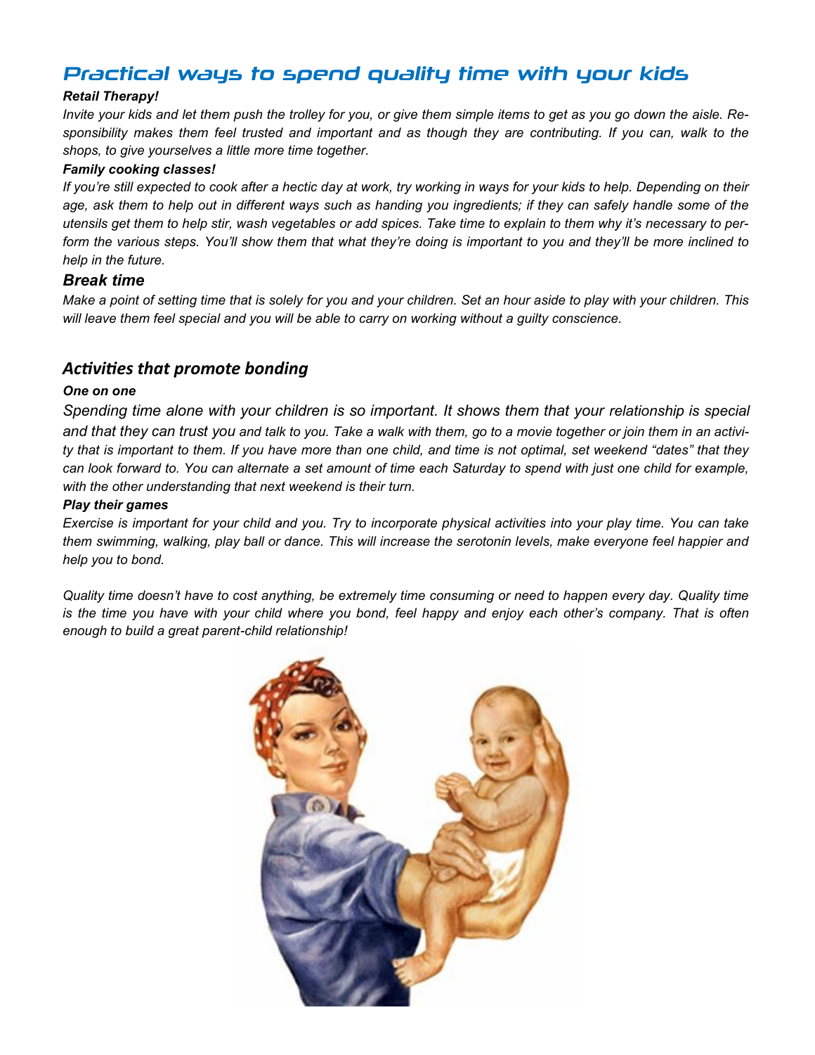# *Practical ways to spend quality time with your kids*

***Retail Therapy!***

*Invite your kids and let them push the trolley for you, or give them simple items to get as you go down the aisle. Responsibility makes them feel trusted and important and as though they are contributing. If you can, walk to the shops, to give yourselves a little more time together.*

***Family cooking classes!***

*If you're still expected to cook after a hectic day at work, try working in ways for your kids to help. Depending on their age, ask them to help out in different ways such as handing you ingredients; if they can safely handle some of the utensils get them to help stir, wash vegetables or add spices. Take time to explain to them why it's necessary to perform the various steps. You'll show them that what they're doing is important to you and they'll be more inclined to help in the future.*

### *Break time*

*Make a point of setting time that is solely for you and your children. Set an hour aside to play with your children. This will leave them feel special and you will be able to carry on working without a guilty conscience.*

## *Activities that promote bonding*

***One on one***

*Spending time alone with your children is so important. It shows them that your relationship is special and that they can trust you and talk to you. Take a walk with them, go to a movie together or join them in an activity that is important to them. If you have more than one child, and time is not optimal, set weekend "dates" that they can look forward to. You can alternate a set amount of time each Saturday to spend with just one child for example, with the other understanding that next weekend is their turn.*

***Play their games***

*Exercise is important for your child and you. Try to incorporate physical activities into your play time. You can take them swimming, walking, play ball or dance. This will increase the serotonin levels, make everyone feel happier and help you to bond.*

*Quality time doesn't have to cost anything, be extremely time consuming or need to happen every day. Quality time is the time you have with your child where you bond, feel happy and enjoy each other's company. That is often enough to build a great parent-child relationship!*